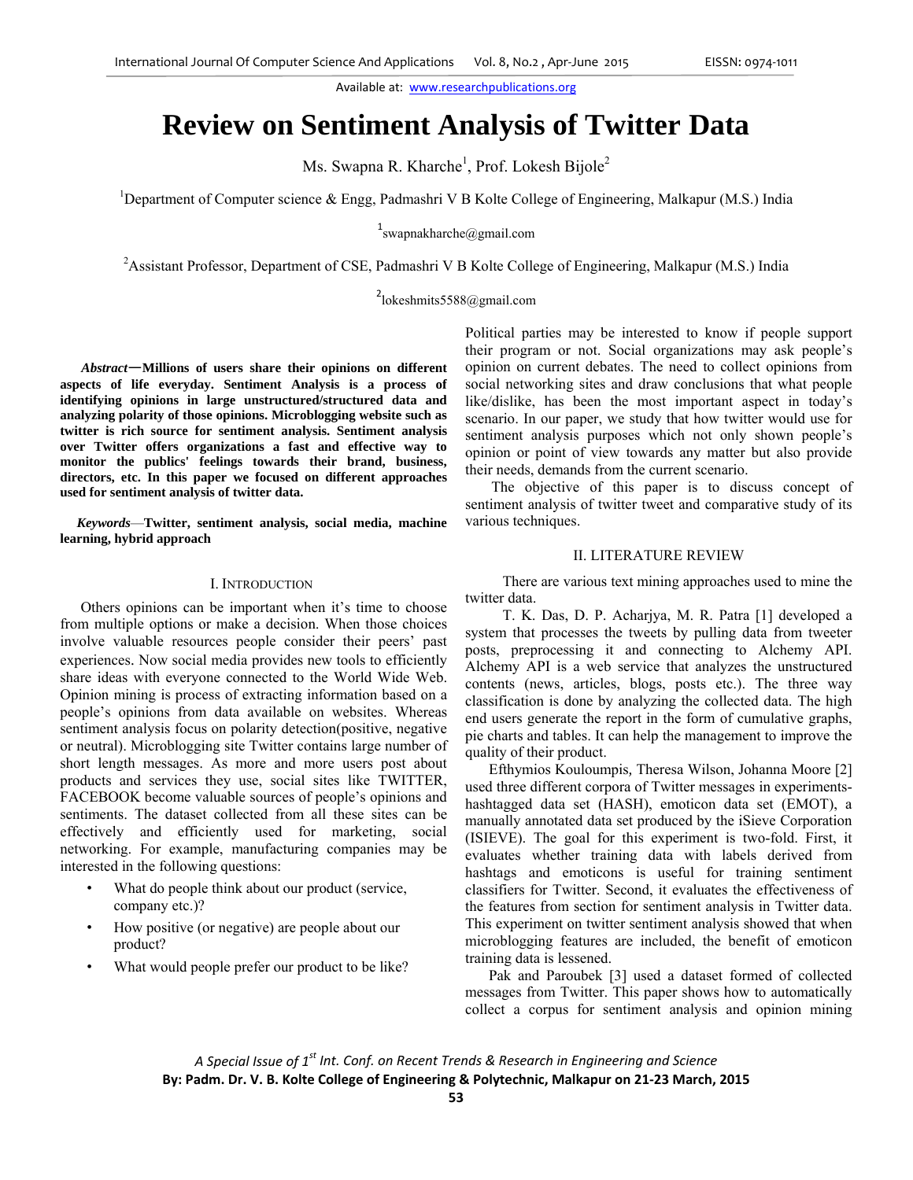# Review on Sentiment Analysis of Twitter Data

Ms. Swapna R. Kharche[1], Prof. Lokesh Bijole[2]

[1]Department of Computer science & Engg, Padmashri V B Kolte College of Engineering, Malkapur (M.S.) India

[1]swapnakharche@gmail.com

[2]Assistant Professor, Department of CSE, Padmashri V B Kolte College of Engineering, Malkapur (M.S.) India

[2]lokeshmits5588@gmail.com

***Abstract*—Millions of users share their opinions on different aspects of life everyday. Sentiment Analysis is a process of identifying opinions in large unstructured/structured data and analyzing polarity of those opinions. Microblogging website such as twitter is rich source for sentiment analysis. Sentiment analysis over Twitter offers organizations a fast and effective way to monitor the publics' feelings towards their brand, business, directors, etc. In this paper we focused on different approaches used for sentiment analysis of twitter data.**

***Keywords*—Twitter, sentiment analysis, social media, machine learning, hybrid approach**

## I. Introduction

Others opinions can be important when it's time to choose from multiple options or make a decision. When those choices involve valuable resources people consider their peers' past experiences. Now social media provides new tools to efficiently share ideas with everyone connected to the World Wide Web. Opinion mining is process of extracting information based on a people's opinions from data available on websites. Whereas sentiment analysis focus on polarity detection(positive, negative or neutral). Microblogging site Twitter contains large number of short length messages. As more and more users post about products and services they use, social sites like TWITTER, FACEBOOK become valuable sources of people's opinions and sentiments. The dataset collected from all these sites can be effectively and efficiently used for marketing, social networking. For example, manufacturing companies may be interested in the following questions:

- What do people think about our product (service, company etc.)?
- How positive (or negative) are people about our product?
- What would people prefer our product to be like?

Political parties may be interested to know if people support their program or not. Social organizations may ask people's opinion on current debates. The need to collect opinions from social networking sites and draw conclusions that what people like/dislike, has been the most important aspect in today's scenario. In our paper, we study that how twitter would use for sentiment analysis purposes which not only shown people's opinion or point of view towards any matter but also provide their needs, demands from the current scenario.

The objective of this paper is to discuss concept of sentiment analysis of twitter tweet and comparative study of its various techniques.

## II. Literature Review

There are various text mining approaches used to mine the twitter data.

T. K. Das, D. P. Acharjya, M. R. Patra [1] developed a system that processes the tweets by pulling data from tweeter posts, preprocessing it and connecting to Alchemy API. Alchemy API is a web service that analyzes the unstructured contents (news, articles, blogs, posts etc.). The three way classification is done by analyzing the collected data. The high end users generate the report in the form of cumulative graphs, pie charts and tables. It can help the management to improve the quality of their product.

Efthymios Kouloumpis, Theresa Wilson, Johanna Moore [2] used three different corpora of Twitter messages in experiments-hashtagged data set (HASH), emoticon data set (EMOT), a manually annotated data set produced by the iSieve Corporation (ISIEVE). The goal for this experiment is two-fold. First, it evaluates whether training data with labels derived from hashtags and emoticons is useful for training sentiment classifiers for Twitter. Second, it evaluates the effectiveness of the features from section for sentiment analysis in Twitter data. This experiment on twitter sentiment analysis showed that when microblogging features are included, the benefit of emoticon training data is lessened.

Pak and Paroubek [3] used a dataset formed of collected messages from Twitter. This paper shows how to automatically collect a corpus for sentiment analysis and opinion mining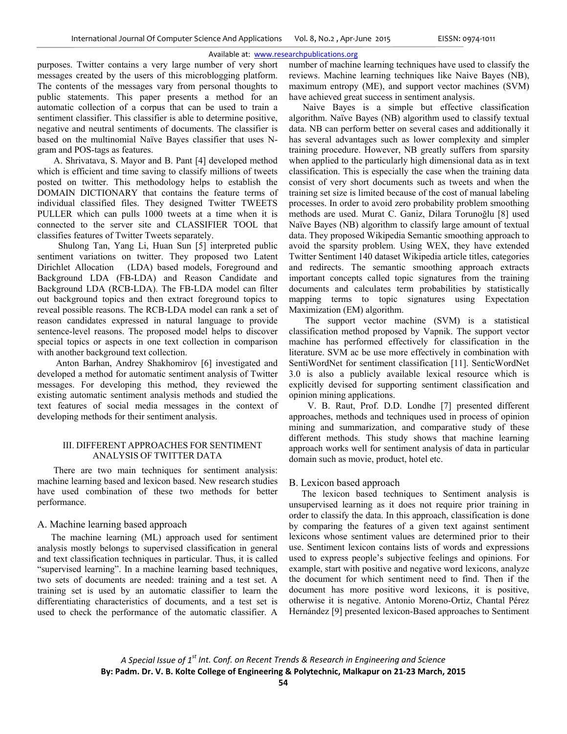purposes. Twitter contains a very large number of very short messages created by the users of this microblogging platform. The contents of the messages vary from personal thoughts to public statements. This paper presents a method for an automatic collection of a corpus that can be used to train a sentiment classifier. This classifier is able to determine positive, negative and neutral sentiments of documents. The classifier is based on the multinomial Naïve Bayes classifier that uses N-gram and POS-tags as features.

A. Shrivatava, S. Mayor and B. Pant [4] developed method which is efficient and time saving to classify millions of tweets posted on twitter. This methodology helps to establish the DOMAIN DICTIONARY that contains the feature terms of individual classified files. They designed Twitter TWEETS PULLER which can pulls 1000 tweets at a time when it is connected to the server site and CLASSIFIER TOOL that classifies features of Twitter Tweets separately.

Shulong Tan, Yang Li, Huan Sun [5] interpreted public sentiment variations on twitter. They proposed two Latent Dirichlet Allocation (LDA) based models, Foreground and Background LDA (FB-LDA) and Reason Candidate and Background LDA (RCB-LDA). The FB-LDA model can filter out background topics and then extract foreground topics to reveal possible reasons. The RCB-LDA model can rank a set of reason candidates expressed in natural language to provide sentence-level reasons. The proposed model helps to discover special topics or aspects in one text collection in comparison with another background text collection.

Anton Barhan, Andrey Shakhomirov [6] investigated and developed a method for automatic sentiment analysis of Twitter messages. For developing this method, they reviewed the existing automatic sentiment analysis methods and studied the text features of social media messages in the context of developing methods for their sentiment analysis.

## III. DIFFERENT APPROACHES FOR SENTIMENT ANALYSIS OF TWITTER DATA

There are two main techniques for sentiment analysis: machine learning based and lexicon based. New research studies have used combination of these two methods for better performance.

### A. Machine learning based approach

The machine learning (ML) approach used for sentiment analysis mostly belongs to supervised classification in general and text classification techniques in particular. Thus, it is called "supervised learning". In a machine learning based techniques, two sets of documents are needed: training and a test set. A training set is used by an automatic classifier to learn the differentiating characteristics of documents, and a test set is used to check the performance of the automatic classifier. A number of machine learning techniques have used to classify the reviews. Machine learning techniques like Naive Bayes (NB), maximum entropy (ME), and support vector machines (SVM) have achieved great success in sentiment analysis.

Naive Bayes is a simple but effective classification algorithm. Naïve Bayes (NB) algorithm used to classify textual data. NB can perform better on several cases and additionally it has several advantages such as lower complexity and simpler training procedure. However, NB greatly suffers from sparsity when applied to the particularly high dimensional data as in text classification. This is especially the case when the training data consist of very short documents such as tweets and when the training set size is limited because of the cost of manual labeling processes. In order to avoid zero probability problem smoothing methods are used. Murat C. Ganiz, Dilara Torunoğlu [8] used Naïve Bayes (NB) algorithm to classify large amount of textual data. They proposed Wikipedia Semantic smoothing approach to avoid the sparsity problem. Using WEX, they have extended Twitter Sentiment 140 dataset Wikipedia article titles, categories and redirects. The semantic smoothing approach extracts important concepts called topic signatures from the training documents and calculates term probabilities by statistically mapping terms to topic signatures using Expectation Maximization (EM) algorithm.

The support vector machine (SVM) is a statistical classification method proposed by Vapnik. The support vector machine has performed effectively for classification in the literature. SVM ac be use more effectively in combination with SentiWordNet for sentiment classification [11]. SenticWordNet 3.0 is also a publicly available lexical resource which is explicitly devised for supporting sentiment classification and opinion mining applications.

V. B. Raut, Prof. D.D. Londhe [7] presented different approaches, methods and techniques used in process of opinion mining and summarization, and comparative study of these different methods. This study shows that machine learning approach works well for sentiment analysis of data in particular domain such as movie, product, hotel etc.

### B. Lexicon based approach

The lexicon based techniques to Sentiment analysis is unsupervised learning as it does not require prior training in order to classify the data. In this approach, classification is done by comparing the features of a given text against sentiment lexicons whose sentiment values are determined prior to their use. Sentiment lexicon contains lists of words and expressions used to express people's subjective feelings and opinions. For example, start with positive and negative word lexicons, analyze the document for which sentiment need to find. Then if the document has more positive word lexicons, it is positive, otherwise it is negative. Antonio Moreno-Ortiz, Chantal Pérez Hernández [9] presented lexicon-Based approaches to Sentiment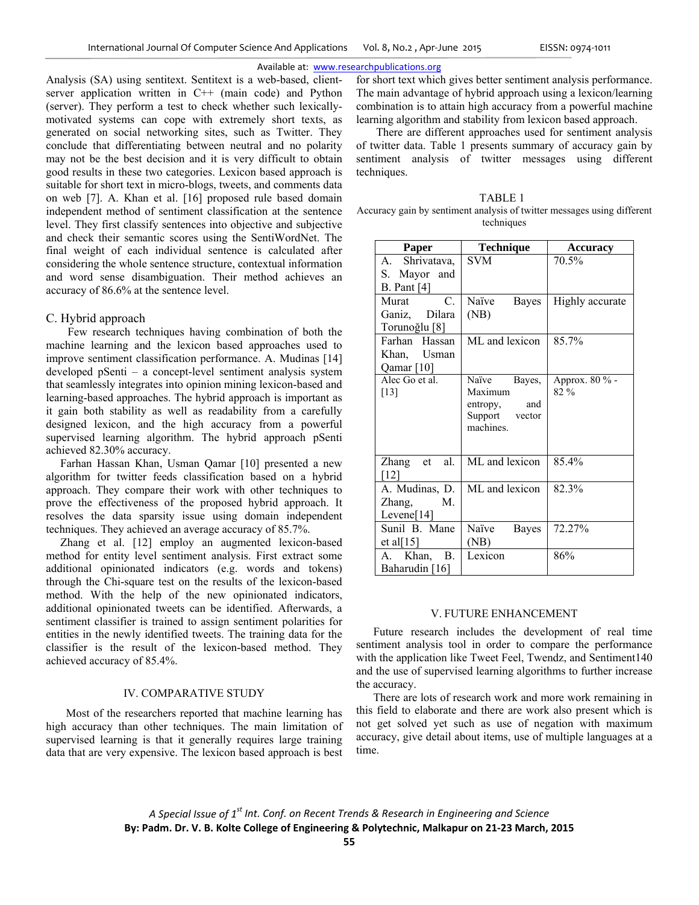Analysis (SA) using sentitext. Sentitext is a web-based, client-server application written in C++ (main code) and Python (server). They perform a test to check whether such lexically-motivated systems can cope with extremely short texts, as generated on social networking sites, such as Twitter. They conclude that differentiating between neutral and no polarity may not be the best decision and it is very difficult to obtain good results in these two categories. Lexicon based approach is suitable for short text in micro-blogs, tweets, and comments data on web [7]. A. Khan et al. [16] proposed rule based domain independent method of sentiment classification at the sentence level. They first classify sentences into objective and subjective and check their semantic scores using the SentiWordNet. The final weight of each individual sentence is calculated after considering the whole sentence structure, contextual information and word sense disambiguation. Their method achieves an accuracy of 86.6% at the sentence level.

### C. Hybrid approach

Few research techniques having combination of both the machine learning and the lexicon based approaches used to improve sentiment classification performance. A. Mudinas [14] developed pSenti – a concept-level sentiment analysis system that seamlessly integrates into opinion mining lexicon-based and learning-based approaches. The hybrid approach is important as it gain both stability as well as readability from a carefully designed lexicon, and the high accuracy from a powerful supervised learning algorithm. The hybrid approach pSenti achieved 82.30% accuracy.

Farhan Hassan Khan, Usman Qamar [10] presented a new algorithm for twitter feeds classification based on a hybrid approach. They compare their work with other techniques to prove the effectiveness of the proposed hybrid approach. It resolves the data sparsity issue using domain independent techniques. They achieved an average accuracy of 85.7%.

Zhang et al. [12] employ an augmented lexicon-based method for entity level sentiment analysis. First extract some additional opinionated indicators (e.g. words and tokens) through the Chi-square test on the results of the lexicon-based method. With the help of the new opinionated indicators, additional opinionated tweets can be identified. Afterwards, a sentiment classifier is trained to assign sentiment polarities for entities in the newly identified tweets. The training data for the classifier is the result of the lexicon-based method. They achieved accuracy of 85.4%.

## IV. COMPARATIVE STUDY

Most of the researchers reported that machine learning has high accuracy than other techniques. The main limitation of supervised learning is that it generally requires large training data that are very expensive. The lexicon based approach is best for short text which gives better sentiment analysis performance. The main advantage of hybrid approach using a lexicon/learning combination is to attain high accuracy from a powerful machine learning algorithm and stability from lexicon based approach.

There are different approaches used for sentiment analysis of twitter data. Table 1 presents summary of accuracy gain by sentiment analysis of twitter messages using different techniques.

TABLE 1
Accuracy gain by sentiment analysis of twitter messages using different techniques

| Paper | Technique | Accuracy |
|---|---|---|
| A. Shrivatava, S. Mayor and B. Pant [4] | SVM | 70.5% |
| Murat C. Ganiz, Dilara Torunoğlu [8] | Naïve Bayes (NB) | Highly accurate |
| Farhan Hassan Khan, Usman Qamar [10] | ML and lexicon | 85.7% |
| Alec Go et al. [13] | Naïve Bayes, Maximum entropy, and Support vector machines. | Approx. 80 % - 82 % |
| Zhang et al. [12] | ML and lexicon | 85.4% |
| A. Mudinas, D. Zhang, M. Levene[14] | ML and lexicon | 82.3% |
| Sunil B. Mane et al[15] | Naïve Bayes (NB) | 72.27% |
| A. Khan, B. Baharudin [16] | Lexicon | 86% |

## V. FUTURE ENHANCEMENT

Future research includes the development of real time sentiment analysis tool in order to compare the performance with the application like Tweet Feel, Twendz, and Sentiment140 and the use of supervised learning algorithms to further increase the accuracy.

There are lots of research work and more work remaining in this field to elaborate and there are work also present which is not get solved yet such as use of negation with maximum accuracy, give detail about items, use of multiple languages at a time.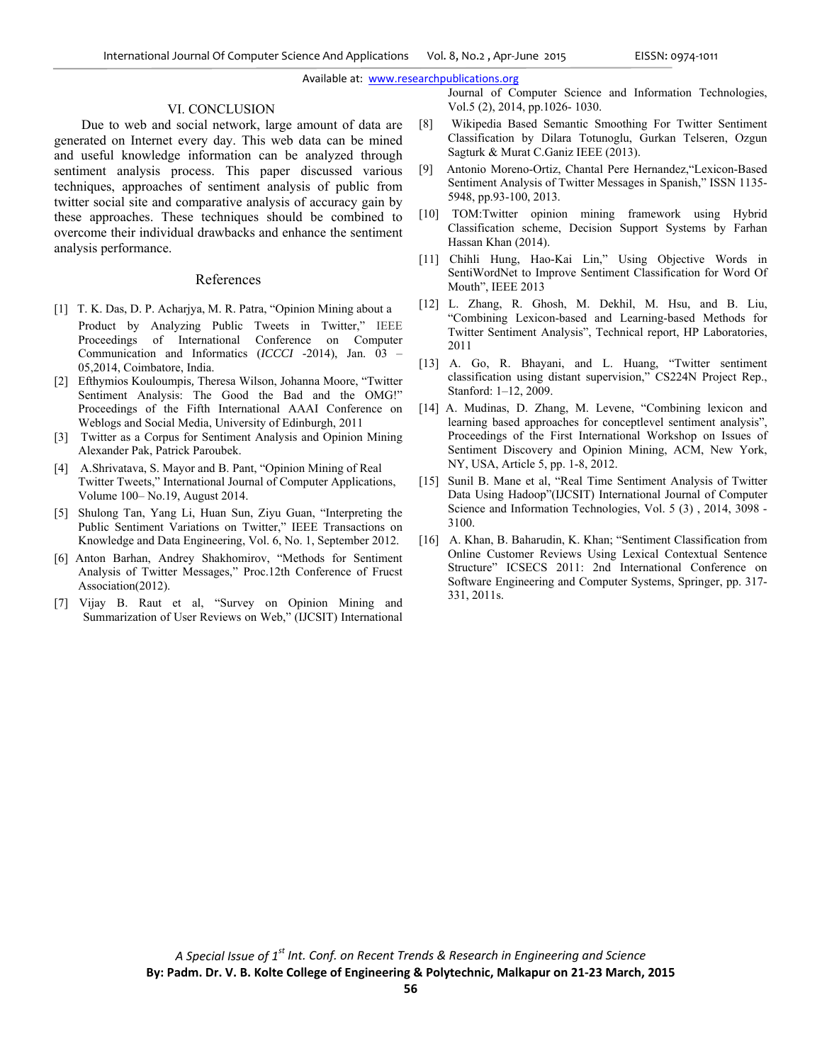## VI. CONCLUSION

Due to web and social network, large amount of data are generated on Internet every day. This web data can be mined and useful knowledge information can be analyzed through sentiment analysis process. This paper discussed various techniques, approaches of sentiment analysis of public from twitter social site and comparative analysis of accuracy gain by these approaches. These techniques should be combined to overcome their individual drawbacks and enhance the sentiment analysis performance.

## References

[1] T. K. Das, D. P. Acharjya, M. R. Patra, "Opinion Mining about a Product by Analyzing Public Tweets in Twitter," IEEE Proceedings of International Conference on Computer Communication and Informatics (*ICCCI* -2014), Jan. 03 – 05,2014, Coimbatore, India.

[2] Efthymios Kouloumpis, Theresa Wilson, Johanna Moore, "Twitter Sentiment Analysis: The Good the Bad and the OMG!" Proceedings of the Fifth International AAAI Conference on Weblogs and Social Media, University of Edinburgh, 2011

[3] Twitter as a Corpus for Sentiment Analysis and Opinion Mining Alexander Pak, Patrick Paroubek.

[4] A.Shrivatava, S. Mayor and B. Pant, "Opinion Mining of Real Twitter Tweets," International Journal of Computer Applications, Volume 100– No.19, August 2014.

[5] Shulong Tan, Yang Li, Huan Sun, Ziyu Guan, "Interpreting the Public Sentiment Variations on Twitter," IEEE Transactions on Knowledge and Data Engineering, Vol. 6, No. 1, September 2012.

[6] Anton Barhan, Andrey Shakhomirov, "Methods for Sentiment Analysis of Twitter Messages," Proc.12th Conference of Frucst Association(2012).

[7] Vijay B. Raut et al, "Survey on Opinion Mining and Summarization of User Reviews on Web," (IJCSIT) International Journal of Computer Science and Information Technologies, Vol.5 (2), 2014, pp.1026- 1030.

[8] Wikipedia Based Semantic Smoothing For Twitter Sentiment Classification by Dilara Totunoglu, Gurkan Telseren, Ozgun Sagturk & Murat C.Ganiz IEEE (2013).

[9] Antonio Moreno-Ortiz, Chantal Pere Hernandez,"Lexicon-Based Sentiment Analysis of Twitter Messages in Spanish," ISSN 1135-5948, pp.93-100, 2013.

[10] TOM:Twitter opinion mining framework using Hybrid Classification scheme, Decision Support Systems by Farhan Hassan Khan (2014).

[11] Chihli Hung, Hao-Kai Lin," Using Objective Words in SentiWordNet to Improve Sentiment Classification for Word Of Mouth", IEEE 2013

[12] L. Zhang, R. Ghosh, M. Dekhil, M. Hsu, and B. Liu, "Combining Lexicon-based and Learning-based Methods for Twitter Sentiment Analysis", Technical report, HP Laboratories, 2011

[13] A. Go, R. Bhayani, and L. Huang, "Twitter sentiment classification using distant supervision," CS224N Project Rep., Stanford: 1–12, 2009.

[14] A. Mudinas, D. Zhang, M. Levene, "Combining lexicon and learning based approaches for conceptlevel sentiment analysis", Proceedings of the First International Workshop on Issues of Sentiment Discovery and Opinion Mining, ACM, New York, NY, USA, Article 5, pp. 1-8, 2012.

[15] Sunil B. Mane et al, "Real Time Sentiment Analysis of Twitter Data Using Hadoop"(IJCSIT) International Journal of Computer Science and Information Technologies, Vol. 5 (3) , 2014, 3098 - 3100.

[16] A. Khan, B. Baharudin, K. Khan; "Sentiment Classification from Online Customer Reviews Using Lexical Contextual Sentence Structure" ICSECS 2011: 2nd International Conference on Software Engineering and Computer Systems, Springer, pp. 317-331, 2011s.